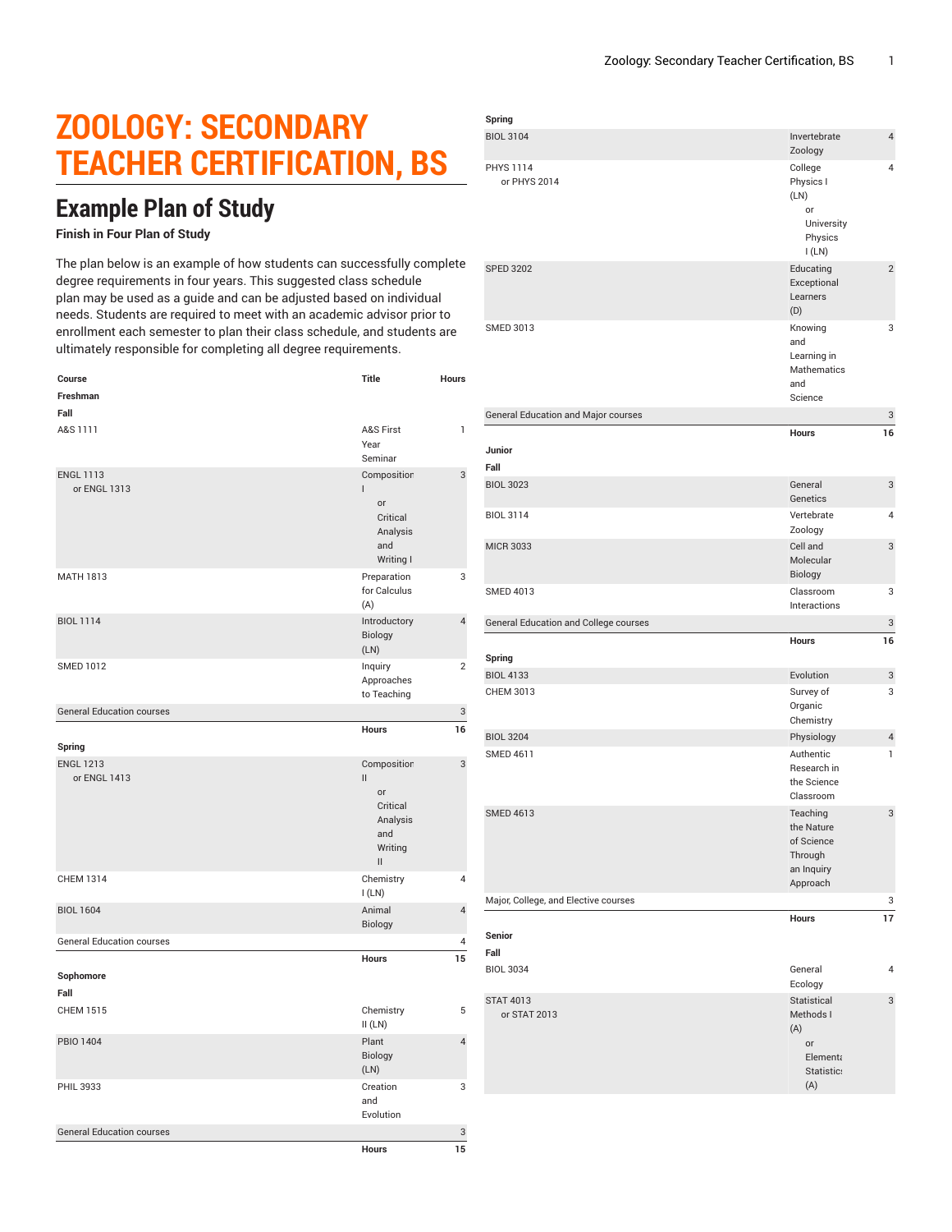# ZOOLOGY: SECONDARY TEACHER CERTIFICATION, BS

## Example Plan of Study

**Finish in Four Plan of Study**

The plan below is an example of how students can successfully complete degree requirements in four years. This suggested class schedule plan may be used as a guide and can be adjusted based on individual needs. Students are required to meet with an academic advisor prior to enrollment each semester to plan their class schedule, and students are ultimately responsible for completing all degree requirements.

| Course | Title | Hours |
|---|---|---|
| **Freshman** | | |
| **Fall** | | |
| A&S 1111 | A&S First Year Seminar | 1 |
| ENGL 1113 or ENGL 1313 | Composition I or Critical Analysis and Writing I | 3 |
| MATH 1813 | Preparation for Calculus (A) | 3 |
| BIOL 1114 | Introductory Biology (LN) | 4 |
| SMED 1012 | Inquiry Approaches to Teaching | 2 |
| General Education courses | | 3 |
| | **Hours** | **16** |
| **Spring** | | |
| ENGL 1213 or ENGL 1413 | Composition II or Critical Analysis and Writing II | 3 |
| CHEM 1314 | Chemistry I (LN) | 4 |
| BIOL 1604 | Animal Biology | 4 |
| General Education courses | | 4 |
| | **Hours** | **15** |
| **Sophomore** | | |
| **Fall** | | |
| CHEM 1515 | Chemistry II (LN) | 5 |
| PBIO 1404 | Plant Biology (LN) | 4 |
| PHIL 3933 | Creation and Evolution | 3 |
| General Education courses | | 3 |
| | **Hours** | **15** |
| **Spring** | | |
| BIOL 3104 | Invertebrate Zoology | 4 |
| PHYS 1114 or PHYS 2014 | College Physics I (LN) or University Physics I (LN) | 4 |
| SPED 3202 | Educating Exceptional Learners (D) | 2 |
| SMED 3013 | Knowing and Learning in Mathematics and Science | 3 |
| General Education and Major courses | | 3 |
| | **Hours** | **16** |
| **Junior** | | |
| **Fall** | | |
| BIOL 3023 | General Genetics | 3 |
| BIOL 3114 | Vertebrate Zoology | 4 |
| MICR 3033 | Cell and Molecular Biology | 3 |
| SMED 4013 | Classroom Interactions | 3 |
| General Education and College courses | | 3 |
| | **Hours** | **16** |
| **Spring** | | |
| BIOL 4133 | Evolution | 3 |
| CHEM 3013 | Survey of Organic Chemistry | 3 |
| BIOL 3204 | Physiology | 4 |
| SMED 4611 | Authentic Research in the Science Classroom | 1 |
| SMED 4613 | Teaching the Nature of Science Through an Inquiry Approach | 3 |
| Major, College, and Elective courses | | 3 |
| | **Hours** | **17** |
| **Senior** | | |
| **Fall** | | |
| BIOL 3034 | General Ecology | 4 |
| STAT 4013 or STAT 2013 | Statistical Methods I (A) or Elementary Statistics (A) | 3 |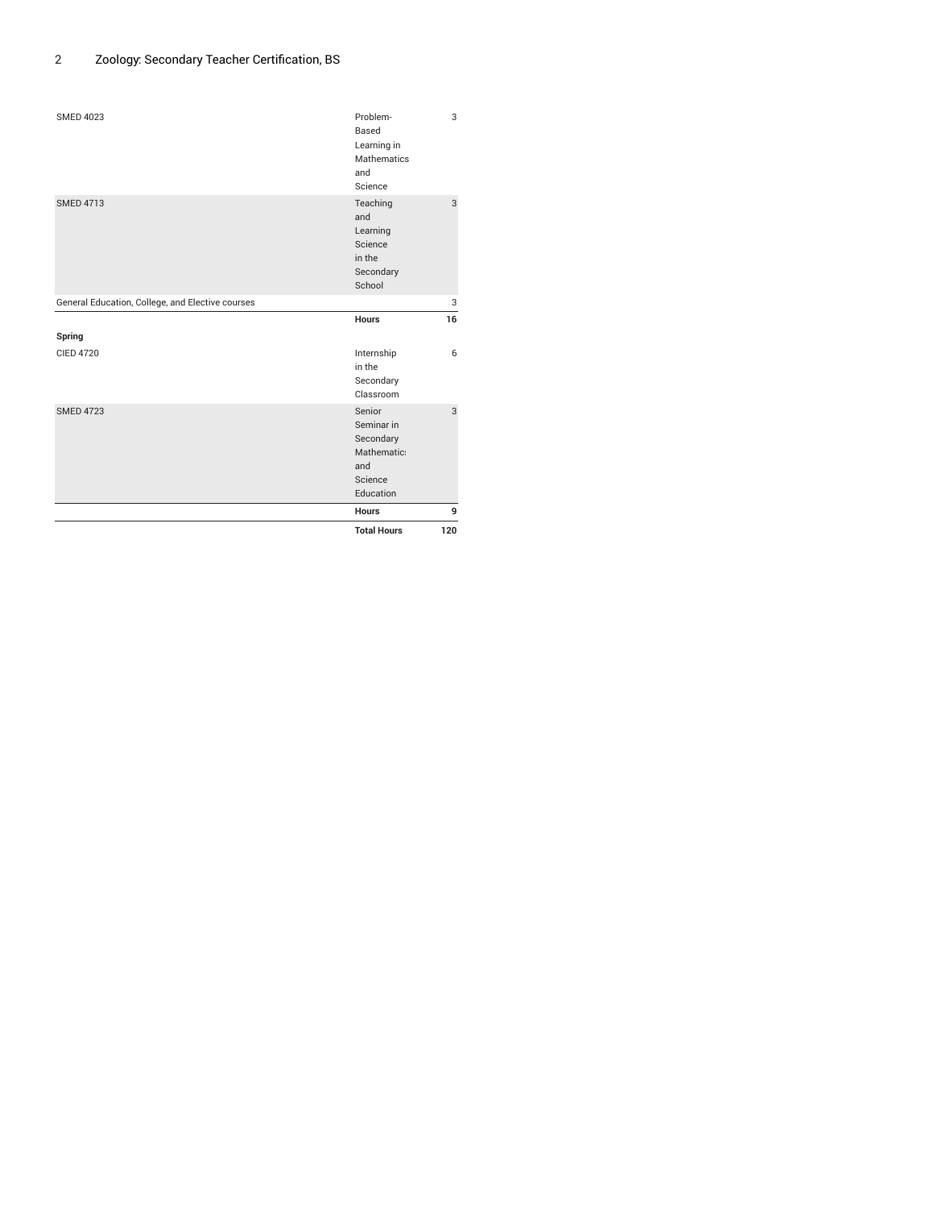| | | |
|---|---|---|
| SMED 4023 | Problem-Based Learning in Mathematics and Science | 3 |
| SMED 4713 | Teaching and Learning Science in the Secondary School | 3 |
| General Education, College, and Elective courses | | 3 |
| | **Hours** | **16** |
| **Spring** | | |
| CIED 4720 | Internship in the Secondary Classroom | 6 |
| SMED 4723 | Senior Seminar in Secondary Mathematics and Science Education | 3 |
| | **Hours** | **9** |
| | **Total Hours** | **120** |